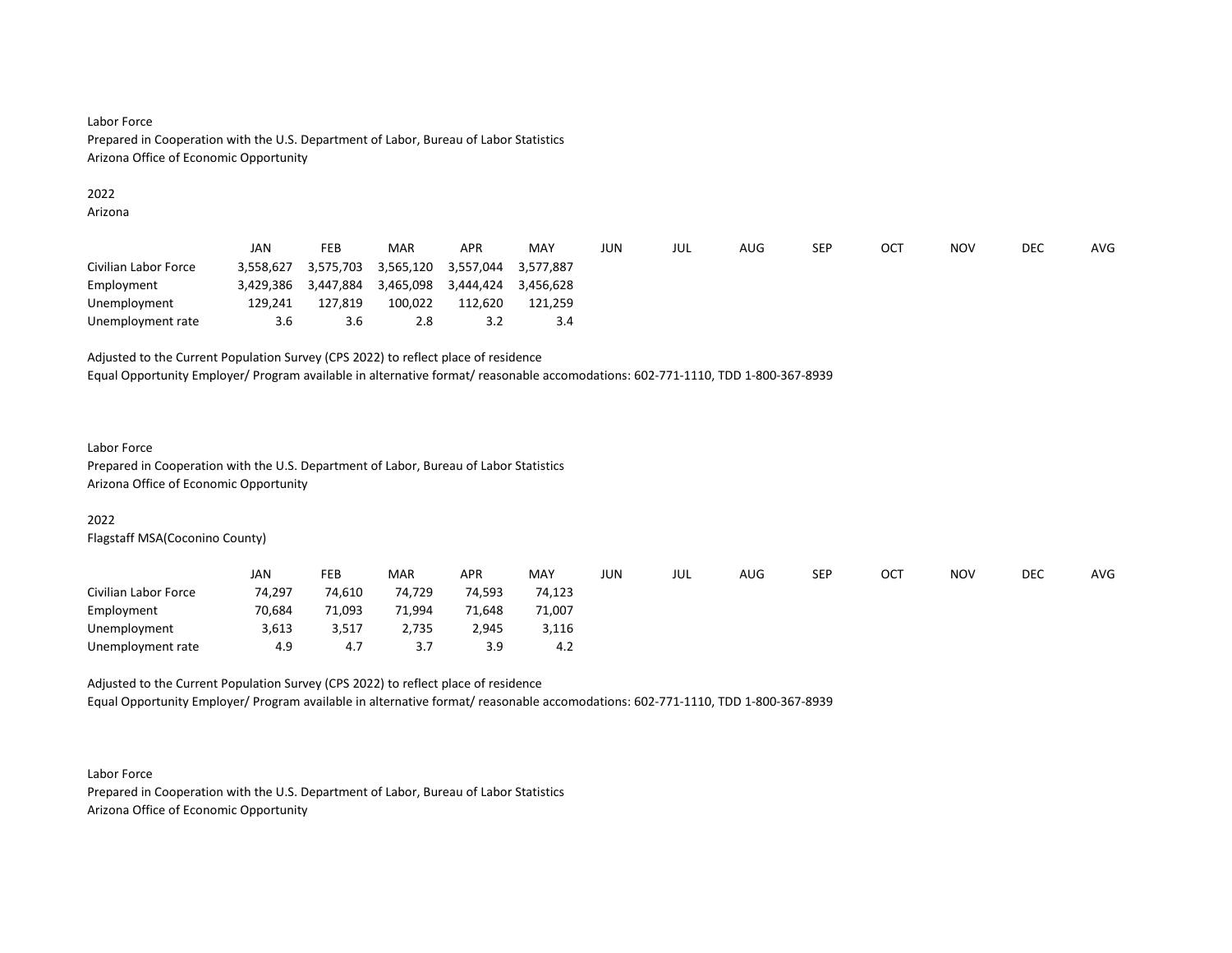Labor Force
Prepared in Cooperation with the U.S. Department of Labor, Bureau of Labor Statistics
Arizona Office of Economic Opportunity

2022
Arizona

| | JAN | FEB | MAR | APR | MAY | JUN | JUL | AUG | SEP | OCT | NOV | DEC | AVG |
|---|---|---|---|---|---|---|---|---|---|---|---|---|---|
| Civilian Labor Force | 3,558,627 | 3,575,703 | 3,565,120 | 3,557,044 | 3,577,887 | | | | | | | | |
| Employment | 3,429,386 | 3,447,884 | 3,465,098 | 3,444,424 | 3,456,628 | | | | | | | | |
| Unemployment | 129,241 | 127,819 | 100,022 | 112,620 | 121,259 | | | | | | | | |
| Unemployment rate | 3.6 | 3.6 | 2.8 | 3.2 | 3.4 | | | | | | | | |

Adjusted to the Current Population Survey (CPS 2022) to reflect place of residence
Equal Opportunity Employer/ Program available in alternative format/ reasonable accomodations: 602-771-1110, TDD 1-800-367-8939

Labor Force
Prepared in Cooperation with the U.S. Department of Labor, Bureau of Labor Statistics
Arizona Office of Economic Opportunity

2022
Flagstaff MSA(Coconino County)

| | JAN | FEB | MAR | APR | MAY | JUN | JUL | AUG | SEP | OCT | NOV | DEC | AVG |
|---|---|---|---|---|---|---|---|---|---|---|---|---|---|
| Civilian Labor Force | 74,297 | 74,610 | 74,729 | 74,593 | 74,123 | | | | | | | | |
| Employment | 70,684 | 71,093 | 71,994 | 71,648 | 71,007 | | | | | | | | |
| Unemployment | 3,613 | 3,517 | 2,735 | 2,945 | 3,116 | | | | | | | | |
| Unemployment rate | 4.9 | 4.7 | 3.7 | 3.9 | 4.2 | | | | | | | | |

Adjusted to the Current Population Survey (CPS 2022) to reflect place of residence
Equal Opportunity Employer/ Program available in alternative format/ reasonable accomodations: 602-771-1110, TDD 1-800-367-8939

Labor Force
Prepared in Cooperation with the U.S. Department of Labor, Bureau of Labor Statistics
Arizona Office of Economic Opportunity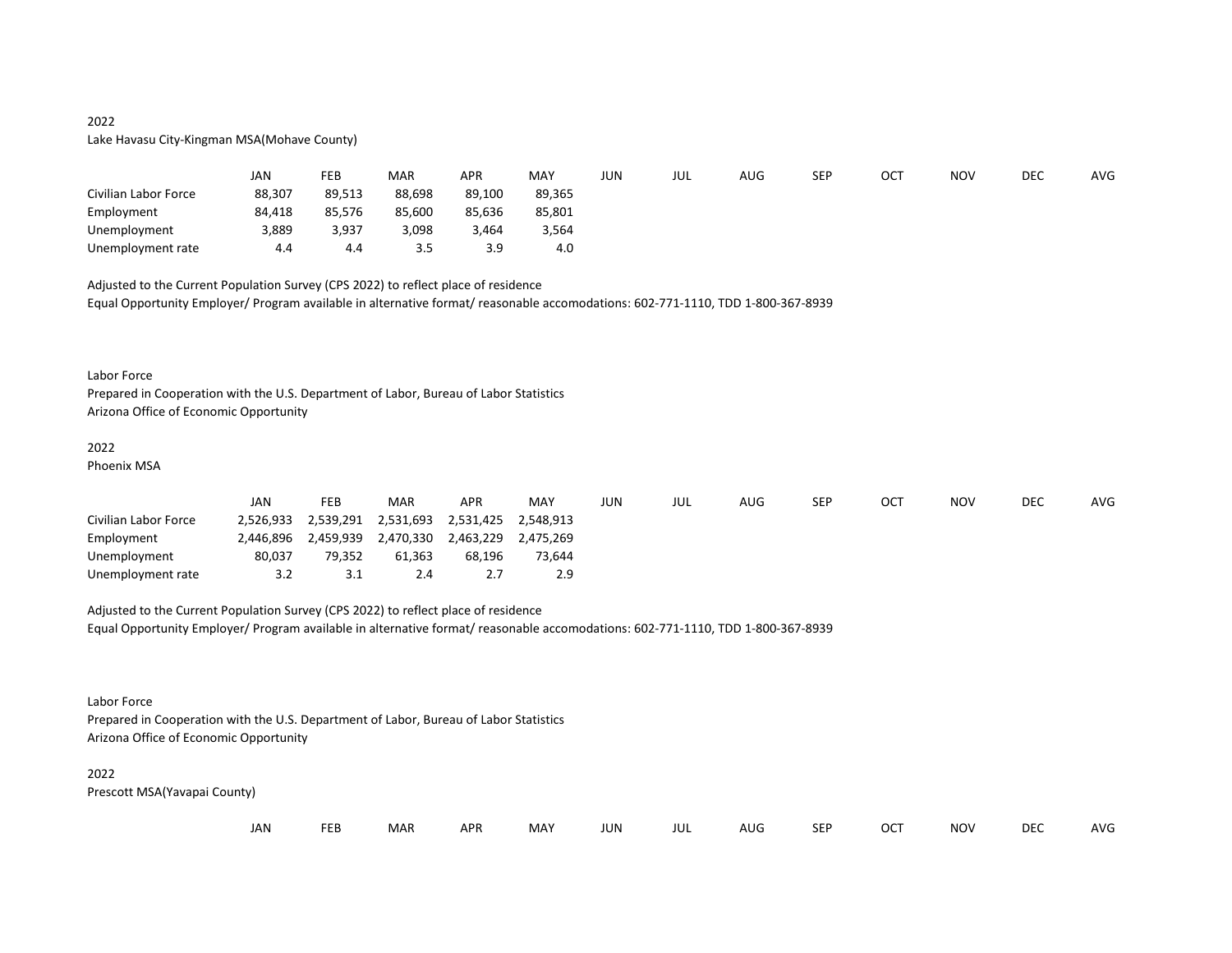2022

Lake Havasu City-Kingman MSA(Mohave County)

| | JAN | FEB | MAR | APR | MAY | JUN | JUL | AUG | SEP | OCT | NOV | DEC | AVG |
|---|---|---|---|---|---|---|---|---|---|---|---|---|---|
| Civilian Labor Force | 88,307 | 89,513 | 88,698 | 89,100 | 89,365 | | | | | | | | |
| Employment | 84,418 | 85,576 | 85,600 | 85,636 | 85,801 | | | | | | | | |
| Unemployment | 3,889 | 3,937 | 3,098 | 3,464 | 3,564 | | | | | | | | |
| Unemployment rate | 4.4 | 4.4 | 3.5 | 3.9 | 4.0 | | | | | | | | |

Adjusted to the Current Population Survey (CPS 2022) to reflect place of residence

Equal Opportunity Employer/ Program available in alternative format/ reasonable accomodations: 602-771-1110, TDD 1-800-367-8939

Labor Force

Prepared in Cooperation with the U.S. Department of Labor, Bureau of Labor Statistics

Arizona Office of Economic Opportunity

2022

Phoenix MSA

| | JAN | FEB | MAR | APR | MAY | JUN | JUL | AUG | SEP | OCT | NOV | DEC | AVG |
|---|---|---|---|---|---|---|---|---|---|---|---|---|---|
| Civilian Labor Force | 2,526,933 | 2,539,291 | 2,531,693 | 2,531,425 | 2,548,913 | | | | | | | | |
| Employment | 2,446,896 | 2,459,939 | 2,470,330 | 2,463,229 | 2,475,269 | | | | | | | | |
| Unemployment | 80,037 | 79,352 | 61,363 | 68,196 | 73,644 | | | | | | | | |
| Unemployment rate | 3.2 | 3.1 | 2.4 | 2.7 | 2.9 | | | | | | | | |

Adjusted to the Current Population Survey (CPS 2022) to reflect place of residence

Equal Opportunity Employer/ Program available in alternative format/ reasonable accomodations: 602-771-1110, TDD 1-800-367-8939

Labor Force

Prepared in Cooperation with the U.S. Department of Labor, Bureau of Labor Statistics

Arizona Office of Economic Opportunity

2022

Prescott MSA(Yavapai County)

| | JAN | FEB | MAR | APR | MAY | JUN | JUL | AUG | SEP | OCT | NOV | DEC | AVG |
|---|---|---|---|---|---|---|---|---|---|---|---|---|---|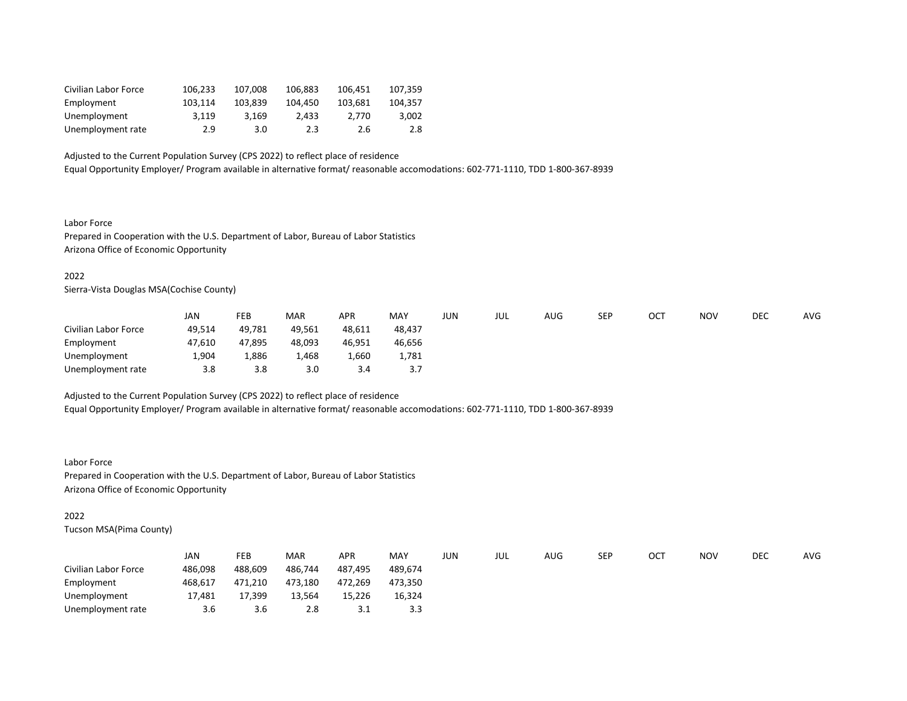| | | | | | |
|---|---|---|---|---|---|
| Civilian Labor Force | 106,233 | 107,008 | 106,883 | 106,451 | 107,359 |
| Employment | 103,114 | 103,839 | 104,450 | 103,681 | 104,357 |
| Unemployment | 3,119 | 3,169 | 2,433 | 2,770 | 3,002 |
| Unemployment rate | 2.9 | 3.0 | 2.3 | 2.6 | 2.8 |

Adjusted to the Current Population Survey (CPS 2022) to reflect place of residence
Equal Opportunity Employer/ Program available in alternative format/ reasonable accomodations: 602-771-1110, TDD 1-800-367-8939

Labor Force
Prepared in Cooperation with the U.S. Department of Labor, Bureau of Labor Statistics
Arizona Office of Economic Opportunity

2022
Sierra-Vista Douglas MSA(Cochise County)

| | JAN | FEB | MAR | APR | MAY | JUN | JUL | AUG | SEP | OCT | NOV | DEC | AVG |
|---|---|---|---|---|---|---|---|---|---|---|---|---|---|
| Civilian Labor Force | 49,514 | 49,781 | 49,561 | 48,611 | 48,437 | | | | | | | | |
| Employment | 47,610 | 47,895 | 48,093 | 46,951 | 46,656 | | | | | | | | |
| Unemployment | 1,904 | 1,886 | 1,468 | 1,660 | 1,781 | | | | | | | | |
| Unemployment rate | 3.8 | 3.8 | 3.0 | 3.4 | 3.7 | | | | | | | | |

Adjusted to the Current Population Survey (CPS 2022) to reflect place of residence
Equal Opportunity Employer/ Program available in alternative format/ reasonable accomodations: 602-771-1110, TDD 1-800-367-8939

Labor Force
Prepared in Cooperation with the U.S. Department of Labor, Bureau of Labor Statistics
Arizona Office of Economic Opportunity

2022
Tucson MSA(Pima County)

| | JAN | FEB | MAR | APR | MAY | JUN | JUL | AUG | SEP | OCT | NOV | DEC | AVG |
|---|---|---|---|---|---|---|---|---|---|---|---|---|---|
| Civilian Labor Force | 486,098 | 488,609 | 486,744 | 487,495 | 489,674 | | | | | | | | |
| Employment | 468,617 | 471,210 | 473,180 | 472,269 | 473,350 | | | | | | | | |
| Unemployment | 17,481 | 17,399 | 13,564 | 15,226 | 16,324 | | | | | | | | |
| Unemployment rate | 3.6 | 3.6 | 2.8 | 3.1 | 3.3 | | | | | | | | |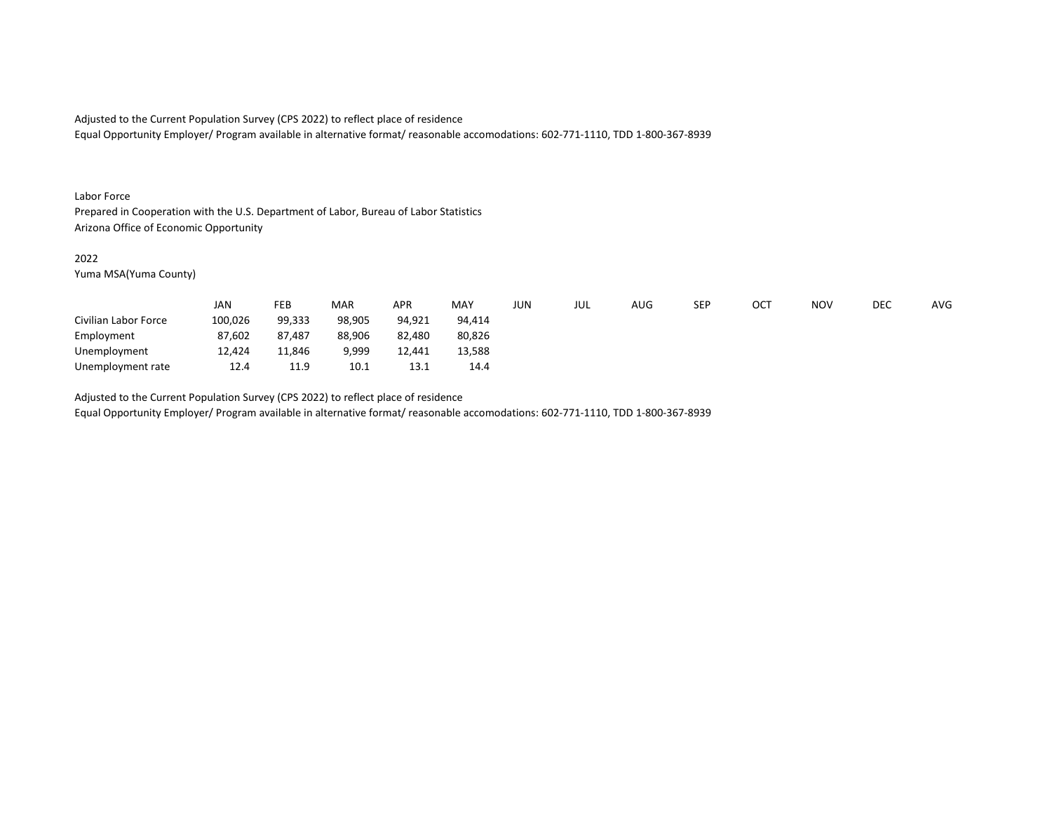Adjusted to the Current Population Survey (CPS 2022) to reflect place of residence
Equal Opportunity Employer/ Program available in alternative format/ reasonable accomodations: 602-771-1110, TDD 1-800-367-8939

Labor Force
Prepared in Cooperation with the U.S. Department of Labor, Bureau of Labor Statistics
Arizona Office of Economic Opportunity

2022
Yuma MSA(Yuma County)

| | JAN | FEB | MAR | APR | MAY | JUN | JUL | AUG | SEP | OCT | NOV | DEC | AVG |
|---|---|---|---|---|---|---|---|---|---|---|---|---|---|
| Civilian Labor Force | 100,026 | 99,333 | 98,905 | 94,921 | 94,414 | | | | | | | | |
| Employment | 87,602 | 87,487 | 88,906 | 82,480 | 80,826 | | | | | | | | |
| Unemployment | 12,424 | 11,846 | 9,999 | 12,441 | 13,588 | | | | | | | | |
| Unemployment rate | 12.4 | 11.9 | 10.1 | 13.1 | 14.4 | | | | | | | | |

Adjusted to the Current Population Survey (CPS 2022) to reflect place of residence
Equal Opportunity Employer/ Program available in alternative format/ reasonable accomodations: 602-771-1110, TDD 1-800-367-8939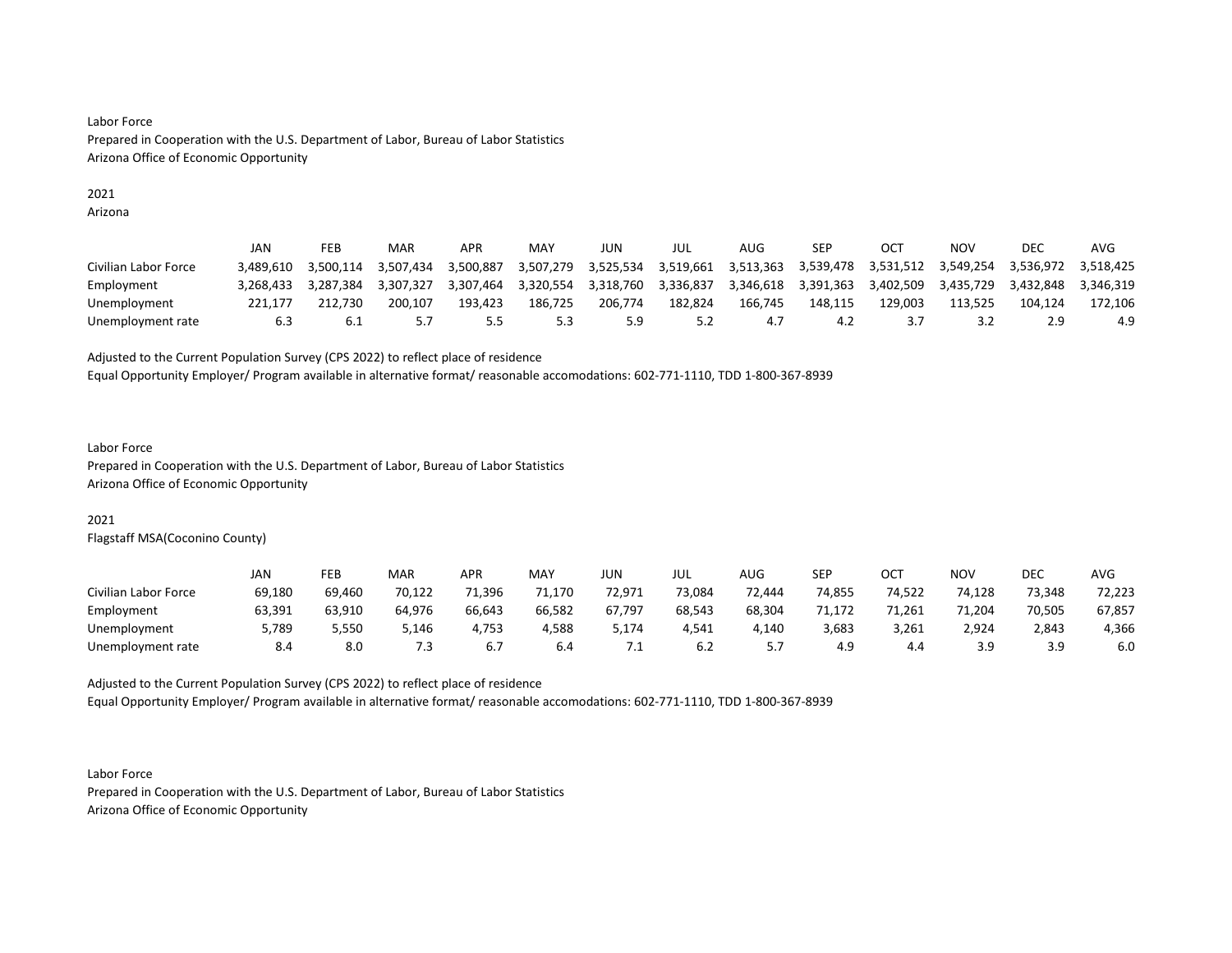Labor Force
Prepared in Cooperation with the U.S. Department of Labor, Bureau of Labor Statistics
Arizona Office of Economic Opportunity

2021
Arizona

| | JAN | FEB | MAR | APR | MAY | JUN | JUL | AUG | SEP | OCT | NOV | DEC | AVG |
|---|---|---|---|---|---|---|---|---|---|---|---|---|---|
| Civilian Labor Force | 3,489,610 | 3,500,114 | 3,507,434 | 3,500,887 | 3,507,279 | 3,525,534 | 3,519,661 | 3,513,363 | 3,539,478 | 3,531,512 | 3,549,254 | 3,536,972 | 3,518,425 |
| Employment | 3,268,433 | 3,287,384 | 3,307,327 | 3,307,464 | 3,320,554 | 3,318,760 | 3,336,837 | 3,346,618 | 3,391,363 | 3,402,509 | 3,435,729 | 3,432,848 | 3,346,319 |
| Unemployment | 221,177 | 212,730 | 200,107 | 193,423 | 186,725 | 206,774 | 182,824 | 166,745 | 148,115 | 129,003 | 113,525 | 104,124 | 172,106 |
| Unemployment rate | 6.3 | 6.1 | 5.7 | 5.5 | 5.3 | 5.9 | 5.2 | 4.7 | 4.2 | 3.7 | 3.2 | 2.9 | 4.9 |

Adjusted to the Current Population Survey (CPS 2022) to reflect place of residence
Equal Opportunity Employer/ Program available in alternative format/ reasonable accomodations: 602-771-1110, TDD 1-800-367-8939

Labor Force
Prepared in Cooperation with the U.S. Department of Labor, Bureau of Labor Statistics
Arizona Office of Economic Opportunity

2021
Flagstaff MSA(Coconino County)

| | JAN | FEB | MAR | APR | MAY | JUN | JUL | AUG | SEP | OCT | NOV | DEC | AVG |
|---|---|---|---|---|---|---|---|---|---|---|---|---|---|
| Civilian Labor Force | 69,180 | 69,460 | 70,122 | 71,396 | 71,170 | 72,971 | 73,084 | 72,444 | 74,855 | 74,522 | 74,128 | 73,348 | 72,223 |
| Employment | 63,391 | 63,910 | 64,976 | 66,643 | 66,582 | 67,797 | 68,543 | 68,304 | 71,172 | 71,261 | 71,204 | 70,505 | 67,857 |
| Unemployment | 5,789 | 5,550 | 5,146 | 4,753 | 4,588 | 5,174 | 4,541 | 4,140 | 3,683 | 3,261 | 2,924 | 2,843 | 4,366 |
| Unemployment rate | 8.4 | 8.0 | 7.3 | 6.7 | 6.4 | 7.1 | 6.2 | 5.7 | 4.9 | 4.4 | 3.9 | 3.9 | 6.0 |

Adjusted to the Current Population Survey (CPS 2022) to reflect place of residence
Equal Opportunity Employer/ Program available in alternative format/ reasonable accomodations: 602-771-1110, TDD 1-800-367-8939

Labor Force
Prepared in Cooperation with the U.S. Department of Labor, Bureau of Labor Statistics
Arizona Office of Economic Opportunity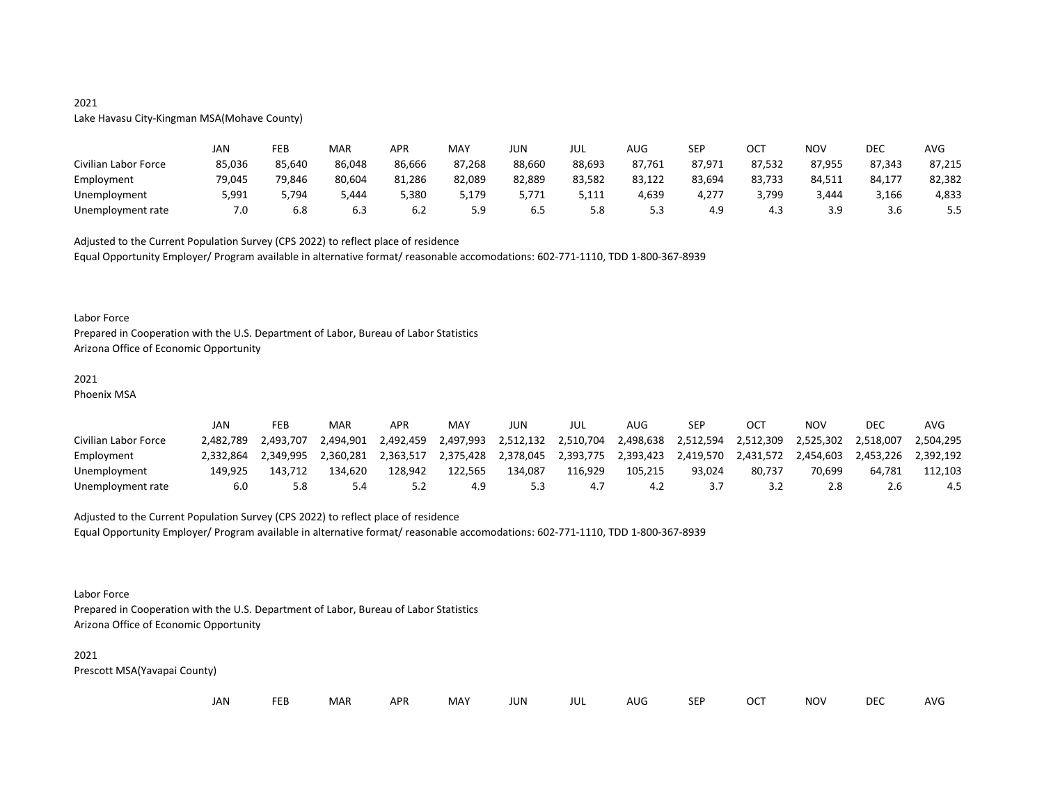2021

Lake Havasu City-Kingman MSA(Mohave County)

| | JAN | FEB | MAR | APR | MAY | JUN | JUL | AUG | SEP | OCT | NOV | DEC | AVG |
|---|---|---|---|---|---|---|---|---|---|---|---|---|---|
| Civilian Labor Force | 85,036 | 85,640 | 86,048 | 86,666 | 87,268 | 88,660 | 88,693 | 87,761 | 87,971 | 87,532 | 87,955 | 87,343 | 87,215 |
| Employment | 79,045 | 79,846 | 80,604 | 81,286 | 82,089 | 82,889 | 83,582 | 83,122 | 83,694 | 83,733 | 84,511 | 84,177 | 82,382 |
| Unemployment | 5,991 | 5,794 | 5,444 | 5,380 | 5,179 | 5,771 | 5,111 | 4,639 | 4,277 | 3,799 | 3,444 | 3,166 | 4,833 |
| Unemployment rate | 7.0 | 6.8 | 6.3 | 6.2 | 5.9 | 6.5 | 5.8 | 5.3 | 4.9 | 4.3 | 3.9 | 3.6 | 5.5 |

Adjusted to the Current Population Survey (CPS 2022) to reflect place of residence

Equal Opportunity Employer/ Program available in alternative format/ reasonable accomodations: 602-771-1110, TDD 1-800-367-8939

Labor Force

Prepared in Cooperation with the U.S. Department of Labor, Bureau of Labor Statistics

Arizona Office of Economic Opportunity

2021

Phoenix MSA

| | JAN | FEB | MAR | APR | MAY | JUN | JUL | AUG | SEP | OCT | NOV | DEC | AVG |
|---|---|---|---|---|---|---|---|---|---|---|---|---|---|
| Civilian Labor Force | 2,482,789 | 2,493,707 | 2,494,901 | 2,492,459 | 2,497,993 | 2,512,132 | 2,510,704 | 2,498,638 | 2,512,594 | 2,512,309 | 2,525,302 | 2,518,007 | 2,504,295 |
| Employment | 2,332,864 | 2,349,995 | 2,360,281 | 2,363,517 | 2,375,428 | 2,378,045 | 2,393,775 | 2,393,423 | 2,419,570 | 2,431,572 | 2,454,603 | 2,453,226 | 2,392,192 |
| Unemployment | 149,925 | 143,712 | 134,620 | 128,942 | 122,565 | 134,087 | 116,929 | 105,215 | 93,024 | 80,737 | 70,699 | 64,781 | 112,103 |
| Unemployment rate | 6.0 | 5.8 | 5.4 | 5.2 | 4.9 | 5.3 | 4.7 | 4.2 | 3.7 | 3.2 | 2.8 | 2.6 | 4.5 |

Adjusted to the Current Population Survey (CPS 2022) to reflect place of residence

Equal Opportunity Employer/ Program available in alternative format/ reasonable accomodations: 602-771-1110, TDD 1-800-367-8939

Labor Force

Prepared in Cooperation with the U.S. Department of Labor, Bureau of Labor Statistics

Arizona Office of Economic Opportunity

2021

Prescott MSA(Yavapai County)

| | JAN | FEB | MAR | APR | MAY | JUN | JUL | AUG | SEP | OCT | NOV | DEC | AVG |
|---|---|---|---|---|---|---|---|---|---|---|---|---|---|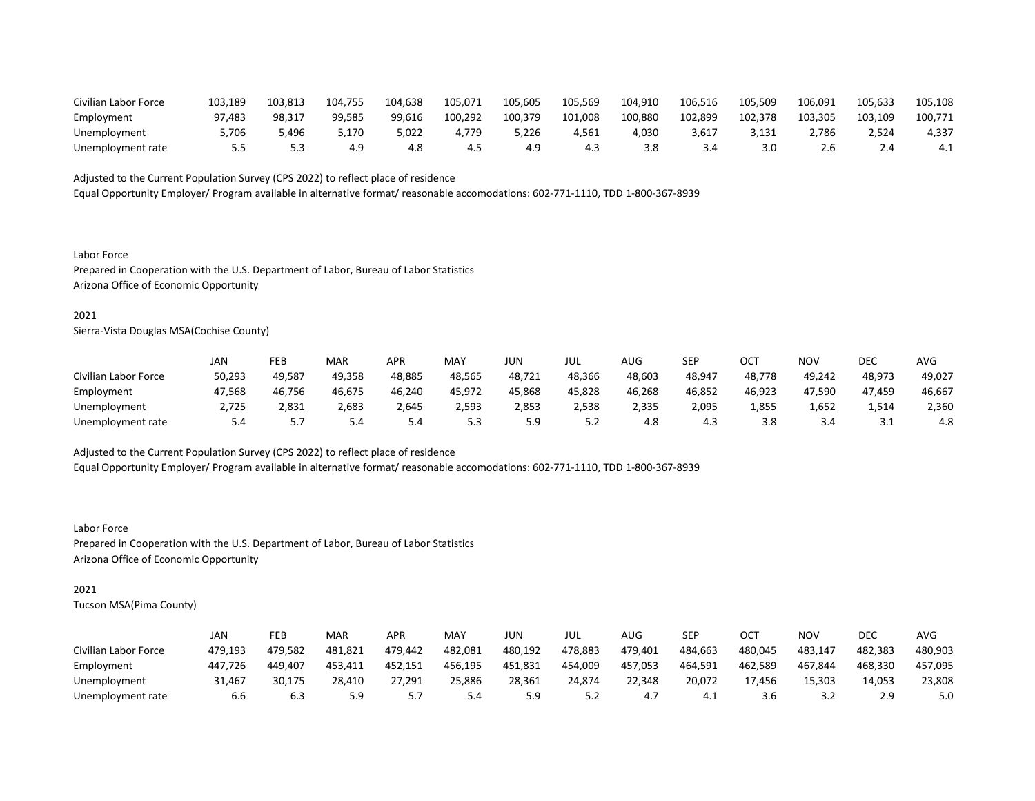| | | | | | | | | | | | | | |
|---|---|---|---|---|---|---|---|---|---|---|---|---|---|
| Civilian Labor Force | 103,189 | 103,813 | 104,755 | 104,638 | 105,071 | 105,605 | 105,569 | 104,910 | 106,516 | 105,509 | 106,091 | 105,633 | 105,108 |
| Employment | 97,483 | 98,317 | 99,585 | 99,616 | 100,292 | 100,379 | 101,008 | 100,880 | 102,899 | 102,378 | 103,305 | 103,109 | 100,771 |
| Unemployment | 5,706 | 5,496 | 5,170 | 5,022 | 4,779 | 5,226 | 4,561 | 4,030 | 3,617 | 3,131 | 2,786 | 2,524 | 4,337 |
| Unemployment rate | 5.5 | 5.3 | 4.9 | 4.8 | 4.5 | 4.9 | 4.3 | 3.8 | 3.4 | 3.0 | 2.6 | 2.4 | 4.1 |

Adjusted to the Current Population Survey (CPS 2022) to reflect place of residence
Equal Opportunity Employer/ Program available in alternative format/ reasonable accomodations: 602-771-1110, TDD 1-800-367-8939

Labor Force
Prepared in Cooperation with the U.S. Department of Labor, Bureau of Labor Statistics
Arizona Office of Economic Opportunity

2021
Sierra-Vista Douglas MSA(Cochise County)

| | JAN | FEB | MAR | APR | MAY | JUN | JUL | AUG | SEP | OCT | NOV | DEC | AVG |
|---|---|---|---|---|---|---|---|---|---|---|---|---|---|
| Civilian Labor Force | 50,293 | 49,587 | 49,358 | 48,885 | 48,565 | 48,721 | 48,366 | 48,603 | 48,947 | 48,778 | 49,242 | 48,973 | 49,027 |
| Employment | 47,568 | 46,756 | 46,675 | 46,240 | 45,972 | 45,868 | 45,828 | 46,268 | 46,852 | 46,923 | 47,590 | 47,459 | 46,667 |
| Unemployment | 2,725 | 2,831 | 2,683 | 2,645 | 2,593 | 2,853 | 2,538 | 2,335 | 2,095 | 1,855 | 1,652 | 1,514 | 2,360 |
| Unemployment rate | 5.4 | 5.7 | 5.4 | 5.4 | 5.3 | 5.9 | 5.2 | 4.8 | 4.3 | 3.8 | 3.4 | 3.1 | 4.8 |

Adjusted to the Current Population Survey (CPS 2022) to reflect place of residence
Equal Opportunity Employer/ Program available in alternative format/ reasonable accomodations: 602-771-1110, TDD 1-800-367-8939

Labor Force
Prepared in Cooperation with the U.S. Department of Labor, Bureau of Labor Statistics
Arizona Office of Economic Opportunity

2021
Tucson MSA(Pima County)

| | JAN | FEB | MAR | APR | MAY | JUN | JUL | AUG | SEP | OCT | NOV | DEC | AVG |
|---|---|---|---|---|---|---|---|---|---|---|---|---|---|
| Civilian Labor Force | 479,193 | 479,582 | 481,821 | 479,442 | 482,081 | 480,192 | 478,883 | 479,401 | 484,663 | 480,045 | 483,147 | 482,383 | 480,903 |
| Employment | 447,726 | 449,407 | 453,411 | 452,151 | 456,195 | 451,831 | 454,009 | 457,053 | 464,591 | 462,589 | 467,844 | 468,330 | 457,095 |
| Unemployment | 31,467 | 30,175 | 28,410 | 27,291 | 25,886 | 28,361 | 24,874 | 22,348 | 20,072 | 17,456 | 15,303 | 14,053 | 23,808 |
| Unemployment rate | 6.6 | 6.3 | 5.9 | 5.7 | 5.4 | 5.9 | 5.2 | 4.7 | 4.1 | 3.6 | 3.2 | 2.9 | 5.0 |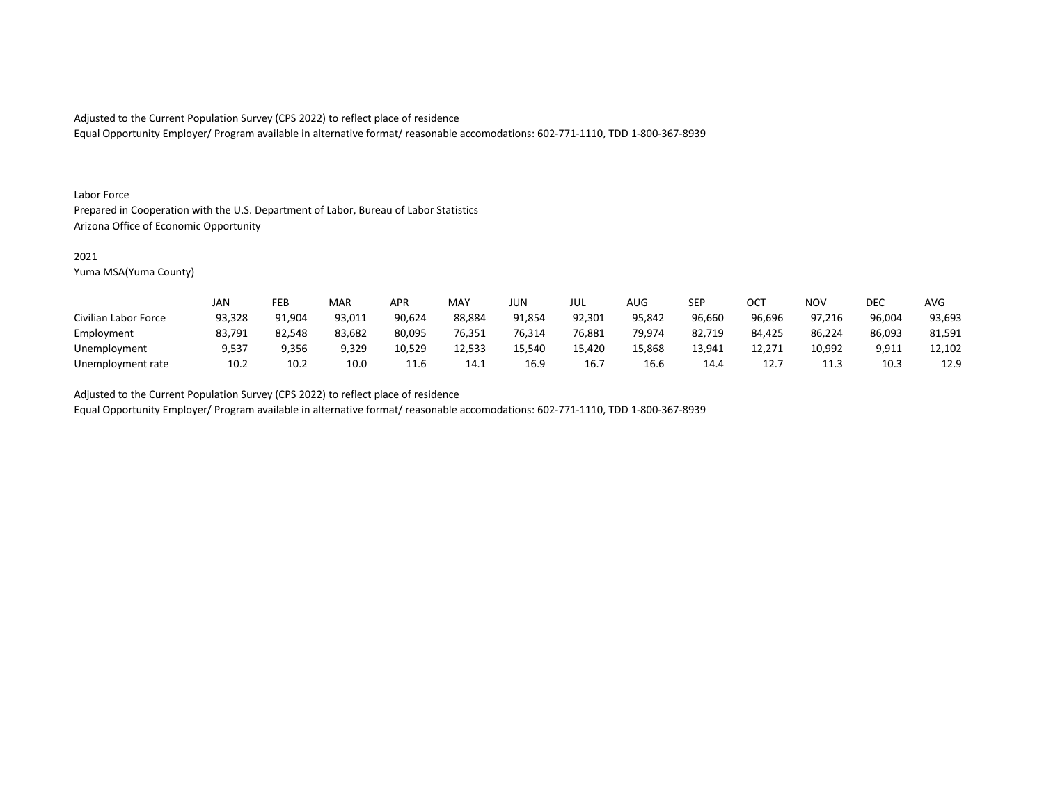Adjusted to the Current Population Survey (CPS 2022) to reflect place of residence
Equal Opportunity Employer/ Program available in alternative format/ reasonable accomodations: 602-771-1110, TDD 1-800-367-8939

Labor Force
Prepared in Cooperation with the U.S. Department of Labor, Bureau of Labor Statistics
Arizona Office of Economic Opportunity

2021
Yuma MSA(Yuma County)

| | JAN | FEB | MAR | APR | MAY | JUN | JUL | AUG | SEP | OCT | NOV | DEC | AVG |
|---|---|---|---|---|---|---|---|---|---|---|---|---|---|
| Civilian Labor Force | 93,328 | 91,904 | 93,011 | 90,624 | 88,884 | 91,854 | 92,301 | 95,842 | 96,660 | 96,696 | 97,216 | 96,004 | 93,693 |
| Employment | 83,791 | 82,548 | 83,682 | 80,095 | 76,351 | 76,314 | 76,881 | 79,974 | 82,719 | 84,425 | 86,224 | 86,093 | 81,591 |
| Unemployment | 9,537 | 9,356 | 9,329 | 10,529 | 12,533 | 15,540 | 15,420 | 15,868 | 13,941 | 12,271 | 10,992 | 9,911 | 12,102 |
| Unemployment rate | 10.2 | 10.2 | 10.0 | 11.6 | 14.1 | 16.9 | 16.7 | 16.6 | 14.4 | 12.7 | 11.3 | 10.3 | 12.9 |

Adjusted to the Current Population Survey (CPS 2022) to reflect place of residence
Equal Opportunity Employer/ Program available in alternative format/ reasonable accomodations: 602-771-1110, TDD 1-800-367-8939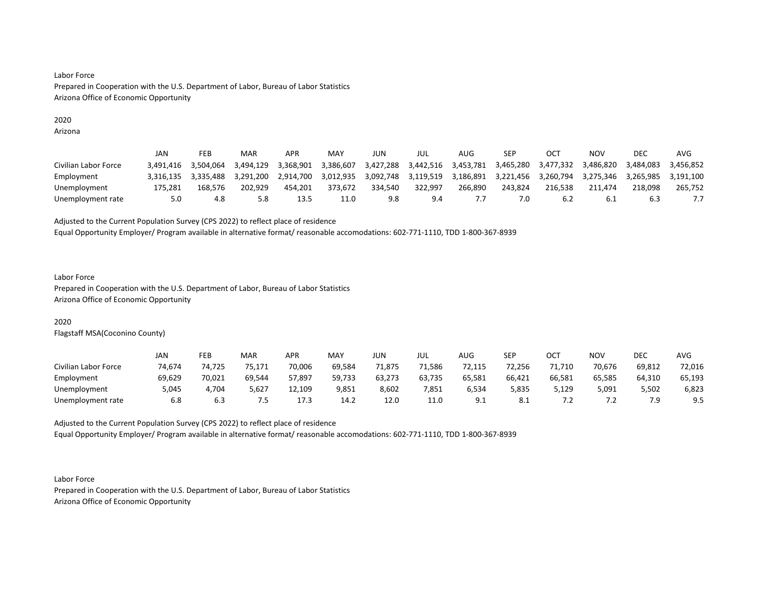Labor Force
Prepared in Cooperation with the U.S. Department of Labor, Bureau of Labor Statistics
Arizona Office of Economic Opportunity

2020
Arizona

| | JAN | FEB | MAR | APR | MAY | JUN | JUL | AUG | SEP | OCT | NOV | DEC | AVG |
|---|---|---|---|---|---|---|---|---|---|---|---|---|---|
| Civilian Labor Force | 3,491,416 | 3,504,064 | 3,494,129 | 3,368,901 | 3,386,607 | 3,427,288 | 3,442,516 | 3,453,781 | 3,465,280 | 3,477,332 | 3,486,820 | 3,484,083 | 3,456,852 |
| Employment | 3,316,135 | 3,335,488 | 3,291,200 | 2,914,700 | 3,012,935 | 3,092,748 | 3,119,519 | 3,186,891 | 3,221,456 | 3,260,794 | 3,275,346 | 3,265,985 | 3,191,100 |
| Unemployment | 175,281 | 168,576 | 202,929 | 454,201 | 373,672 | 334,540 | 322,997 | 266,890 | 243,824 | 216,538 | 211,474 | 218,098 | 265,752 |
| Unemployment rate | 5.0 | 4.8 | 5.8 | 13.5 | 11.0 | 9.8 | 9.4 | 7.7 | 7.0 | 6.2 | 6.1 | 6.3 | 7.7 |

Adjusted to the Current Population Survey (CPS 2022) to reflect place of residence
Equal Opportunity Employer/ Program available in alternative format/ reasonable accomodations: 602-771-1110, TDD 1-800-367-8939

Labor Force
Prepared in Cooperation with the U.S. Department of Labor, Bureau of Labor Statistics
Arizona Office of Economic Opportunity

2020
Flagstaff MSA(Coconino County)

| | JAN | FEB | MAR | APR | MAY | JUN | JUL | AUG | SEP | OCT | NOV | DEC | AVG |
|---|---|---|---|---|---|---|---|---|---|---|---|---|---|
| Civilian Labor Force | 74,674 | 74,725 | 75,171 | 70,006 | 69,584 | 71,875 | 71,586 | 72,115 | 72,256 | 71,710 | 70,676 | 69,812 | 72,016 |
| Employment | 69,629 | 70,021 | 69,544 | 57,897 | 59,733 | 63,273 | 63,735 | 65,581 | 66,421 | 66,581 | 65,585 | 64,310 | 65,193 |
| Unemployment | 5,045 | 4,704 | 5,627 | 12,109 | 9,851 | 8,602 | 7,851 | 6,534 | 5,835 | 5,129 | 5,091 | 5,502 | 6,823 |
| Unemployment rate | 6.8 | 6.3 | 7.5 | 17.3 | 14.2 | 12.0 | 11.0 | 9.1 | 8.1 | 7.2 | 7.2 | 7.9 | 9.5 |

Adjusted to the Current Population Survey (CPS 2022) to reflect place of residence
Equal Opportunity Employer/ Program available in alternative format/ reasonable accomodations: 602-771-1110, TDD 1-800-367-8939

Labor Force
Prepared in Cooperation with the U.S. Department of Labor, Bureau of Labor Statistics
Arizona Office of Economic Opportunity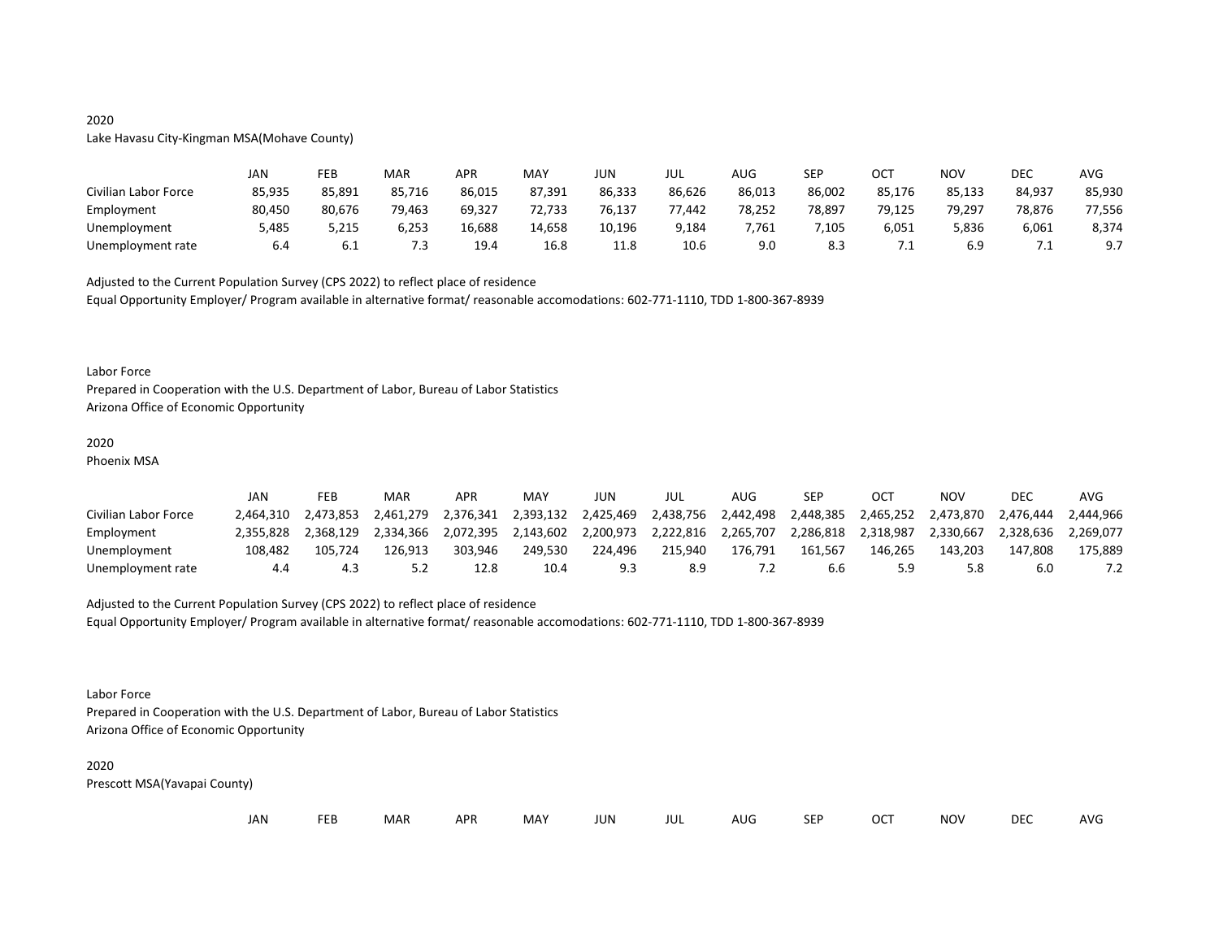2020

Lake Havasu City-Kingman MSA(Mohave County)

| | JAN | FEB | MAR | APR | MAY | JUN | JUL | AUG | SEP | OCT | NOV | DEC | AVG |
|---|---|---|---|---|---|---|---|---|---|---|---|---|---|
| Civilian Labor Force | 85,935 | 85,891 | 85,716 | 86,015 | 87,391 | 86,333 | 86,626 | 86,013 | 86,002 | 85,176 | 85,133 | 84,937 | 85,930 |
| Employment | 80,450 | 80,676 | 79,463 | 69,327 | 72,733 | 76,137 | 77,442 | 78,252 | 78,897 | 79,125 | 79,297 | 78,876 | 77,556 |
| Unemployment | 5,485 | 5,215 | 6,253 | 16,688 | 14,658 | 10,196 | 9,184 | 7,761 | 7,105 | 6,051 | 5,836 | 6,061 | 8,374 |
| Unemployment rate | 6.4 | 6.1 | 7.3 | 19.4 | 16.8 | 11.8 | 10.6 | 9.0 | 8.3 | 7.1 | 6.9 | 7.1 | 9.7 |

Adjusted to the Current Population Survey (CPS 2022) to reflect place of residence

Equal Opportunity Employer/ Program available in alternative format/ reasonable accomodations: 602-771-1110, TDD 1-800-367-8939

Labor Force

Prepared in Cooperation with the U.S. Department of Labor, Bureau of Labor Statistics

Arizona Office of Economic Opportunity

2020

Phoenix MSA

| | JAN | FEB | MAR | APR | MAY | JUN | JUL | AUG | SEP | OCT | NOV | DEC | AVG |
|---|---|---|---|---|---|---|---|---|---|---|---|---|---|
| Civilian Labor Force | 2,464,310 | 2,473,853 | 2,461,279 | 2,376,341 | 2,393,132 | 2,425,469 | 2,438,756 | 2,442,498 | 2,448,385 | 2,465,252 | 2,473,870 | 2,476,444 | 2,444,966 |
| Employment | 2,355,828 | 2,368,129 | 2,334,366 | 2,072,395 | 2,143,602 | 2,200,973 | 2,222,816 | 2,265,707 | 2,286,818 | 2,318,987 | 2,330,667 | 2,328,636 | 2,269,077 |
| Unemployment | 108,482 | 105,724 | 126,913 | 303,946 | 249,530 | 224,496 | 215,940 | 176,791 | 161,567 | 146,265 | 143,203 | 147,808 | 175,889 |
| Unemployment rate | 4.4 | 4.3 | 5.2 | 12.8 | 10.4 | 9.3 | 8.9 | 7.2 | 6.6 | 5.9 | 5.8 | 6.0 | 7.2 |

Adjusted to the Current Population Survey (CPS 2022) to reflect place of residence

Equal Opportunity Employer/ Program available in alternative format/ reasonable accomodations: 602-771-1110, TDD 1-800-367-8939

Labor Force

Prepared in Cooperation with the U.S. Department of Labor, Bureau of Labor Statistics

Arizona Office of Economic Opportunity

2020

Prescott MSA(Yavapai County)

| | JAN | FEB | MAR | APR | MAY | JUN | JUL | AUG | SEP | OCT | NOV | DEC | AVG |
|---|---|---|---|---|---|---|---|---|---|---|---|---|---|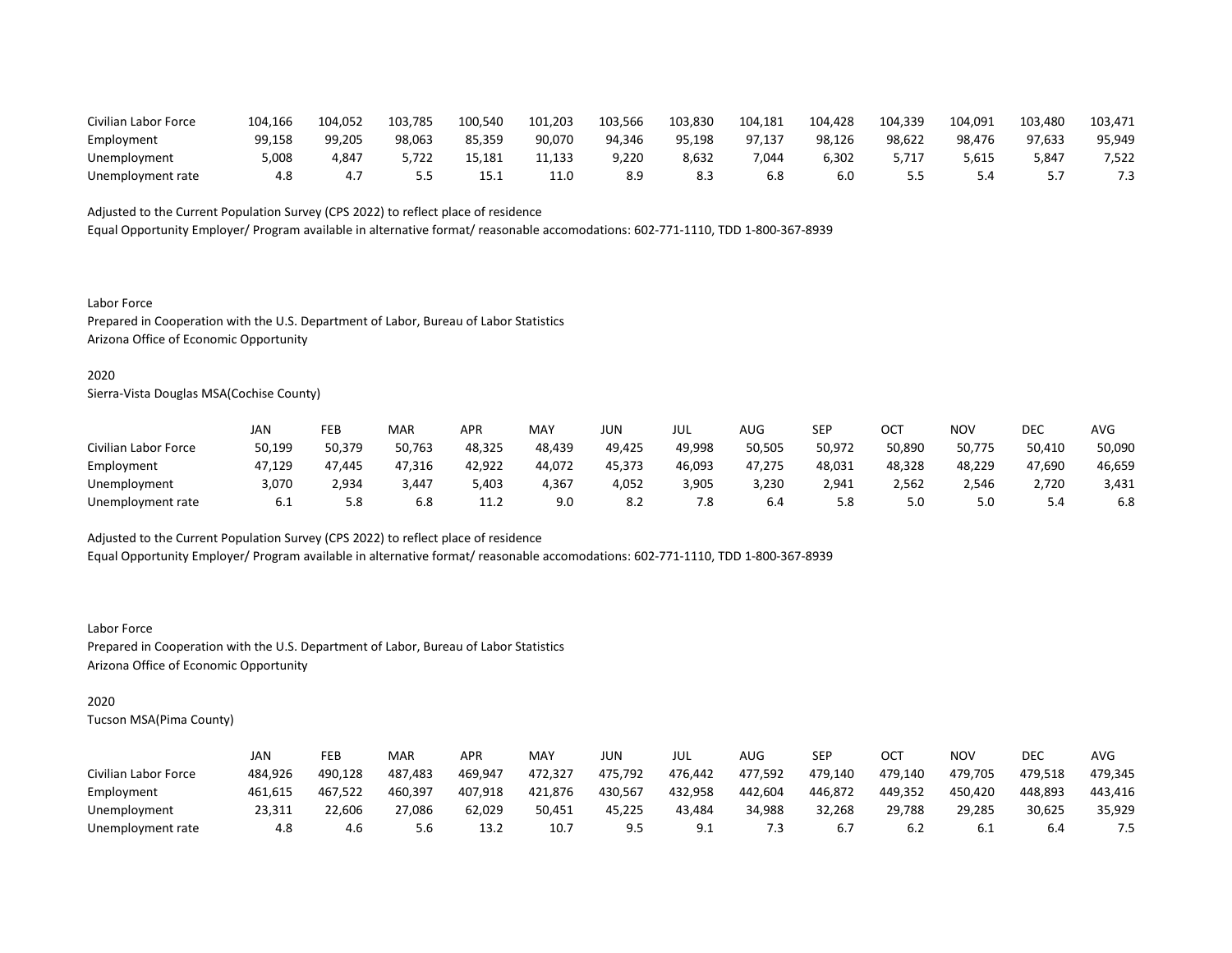| | | | | | | | | | | | | | |
|---|---|---|---|---|---|---|---|---|---|---|---|---|---|
| Civilian Labor Force | 104,166 | 104,052 | 103,785 | 100,540 | 101,203 | 103,566 | 103,830 | 104,181 | 104,428 | 104,339 | 104,091 | 103,480 | 103,471 |
| Employment | 99,158 | 99,205 | 98,063 | 85,359 | 90,070 | 94,346 | 95,198 | 97,137 | 98,126 | 98,622 | 98,476 | 97,633 | 95,949 |
| Unemployment | 5,008 | 4,847 | 5,722 | 15,181 | 11,133 | 9,220 | 8,632 | 7,044 | 6,302 | 5,717 | 5,615 | 5,847 | 7,522 |
| Unemployment rate | 4.8 | 4.7 | 5.5 | 15.1 | 11.0 | 8.9 | 8.3 | 6.8 | 6.0 | 5.5 | 5.4 | 5.7 | 7.3 |

Adjusted to the Current Population Survey (CPS 2022) to reflect place of residence

Equal Opportunity Employer/ Program available in alternative format/ reasonable accomodations: 602-771-1110, TDD 1-800-367-8939

Labor Force

Prepared in Cooperation with the U.S. Department of Labor, Bureau of Labor Statistics

Arizona Office of Economic Opportunity

2020

Sierra-Vista Douglas MSA(Cochise County)

| | JAN | FEB | MAR | APR | MAY | JUN | JUL | AUG | SEP | OCT | NOV | DEC | AVG |
|---|---|---|---|---|---|---|---|---|---|---|---|---|---|
| Civilian Labor Force | 50,199 | 50,379 | 50,763 | 48,325 | 48,439 | 49,425 | 49,998 | 50,505 | 50,972 | 50,890 | 50,775 | 50,410 | 50,090 |
| Employment | 47,129 | 47,445 | 47,316 | 42,922 | 44,072 | 45,373 | 46,093 | 47,275 | 48,031 | 48,328 | 48,229 | 47,690 | 46,659 |
| Unemployment | 3,070 | 2,934 | 3,447 | 5,403 | 4,367 | 4,052 | 3,905 | 3,230 | 2,941 | 2,562 | 2,546 | 2,720 | 3,431 |
| Unemployment rate | 6.1 | 5.8 | 6.8 | 11.2 | 9.0 | 8.2 | 7.8 | 6.4 | 5.8 | 5.0 | 5.0 | 5.4 | 6.8 |

Adjusted to the Current Population Survey (CPS 2022) to reflect place of residence

Equal Opportunity Employer/ Program available in alternative format/ reasonable accomodations: 602-771-1110, TDD 1-800-367-8939

Labor Force

Prepared in Cooperation with the U.S. Department of Labor, Bureau of Labor Statistics

Arizona Office of Economic Opportunity

2020

Tucson MSA(Pima County)

| | JAN | FEB | MAR | APR | MAY | JUN | JUL | AUG | SEP | OCT | NOV | DEC | AVG |
|---|---|---|---|---|---|---|---|---|---|---|---|---|---|
| Civilian Labor Force | 484,926 | 490,128 | 487,483 | 469,947 | 472,327 | 475,792 | 476,442 | 477,592 | 479,140 | 479,140 | 479,705 | 479,518 | 479,345 |
| Employment | 461,615 | 467,522 | 460,397 | 407,918 | 421,876 | 430,567 | 432,958 | 442,604 | 446,872 | 449,352 | 450,420 | 448,893 | 443,416 |
| Unemployment | 23,311 | 22,606 | 27,086 | 62,029 | 50,451 | 45,225 | 43,484 | 34,988 | 32,268 | 29,788 | 29,285 | 30,625 | 35,929 |
| Unemployment rate | 4.8 | 4.6 | 5.6 | 13.2 | 10.7 | 9.5 | 9.1 | 7.3 | 6.7 | 6.2 | 6.1 | 6.4 | 7.5 |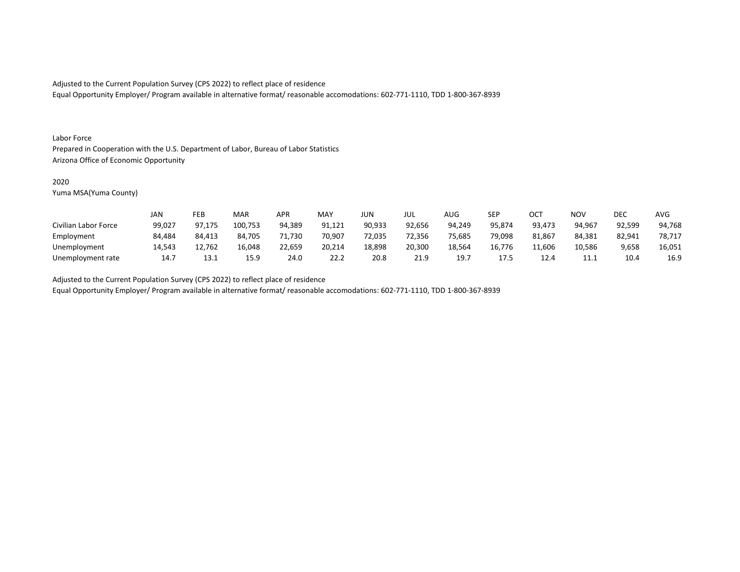Adjusted to the Current Population Survey (CPS 2022) to reflect place of residence
Equal Opportunity Employer/ Program available in alternative format/ reasonable accomodations: 602-771-1110, TDD 1-800-367-8939

Labor Force
Prepared in Cooperation with the U.S. Department of Labor, Bureau of Labor Statistics
Arizona Office of Economic Opportunity

2020
Yuma MSA(Yuma County)

| | JAN | FEB | MAR | APR | MAY | JUN | JUL | AUG | SEP | OCT | NOV | DEC | AVG |
|---|---|---|---|---|---|---|---|---|---|---|---|---|---|
| Civilian Labor Force | 99,027 | 97,175 | 100,753 | 94,389 | 91,121 | 90,933 | 92,656 | 94,249 | 95,874 | 93,473 | 94,967 | 92,599 | 94,768 |
| Employment | 84,484 | 84,413 | 84,705 | 71,730 | 70,907 | 72,035 | 72,356 | 75,685 | 79,098 | 81,867 | 84,381 | 82,941 | 78,717 |
| Unemployment | 14,543 | 12,762 | 16,048 | 22,659 | 20,214 | 18,898 | 20,300 | 18,564 | 16,776 | 11,606 | 10,586 | 9,658 | 16,051 |
| Unemployment rate | 14.7 | 13.1 | 15.9 | 24.0 | 22.2 | 20.8 | 21.9 | 19.7 | 17.5 | 12.4 | 11.1 | 10.4 | 16.9 |

Adjusted to the Current Population Survey (CPS 2022) to reflect place of residence
Equal Opportunity Employer/ Program available in alternative format/ reasonable accomodations: 602-771-1110, TDD 1-800-367-8939